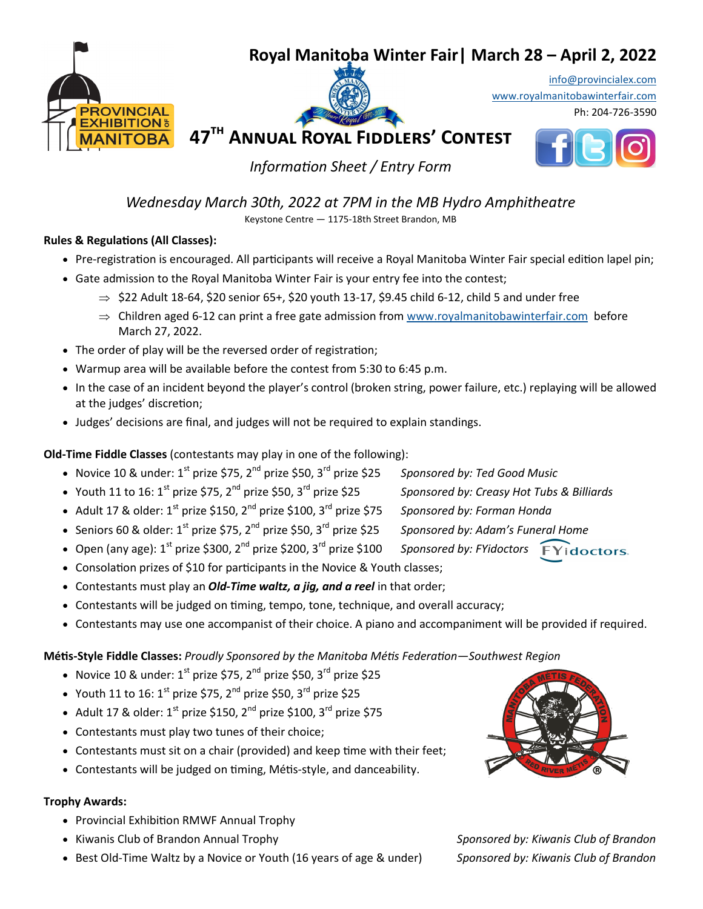# Royal Manitoba Winter Fair| March 28 – April 2, 2022

info@provincialex.com
www.royalmanitobawinterfair.com
Ph: 204-726-3590

PROVINCIAL EXHIBITION of MANITOBA

## 47TH ANNUAL ROYAL FIDDLERS' CONTEST

*Information Sheet / Entry Form*

*Wednesday March 30th, 2022 at 7PM in the MB Hydro Amphitheatre*

Keystone Centre — 1175-18th Street Brandon, MB

**Rules & Regulations (All Classes):**

- Pre-registration is encouraged. All participants will receive a Royal Manitoba Winter Fair special edition lapel pin;
- Gate admission to the Royal Manitoba Winter Fair is your entry fee into the contest;
  - ⇒ $22 Adult 18-64, $20 senior 65+, $20 youth 13-17, $9.45 child 6-12, child 5 and under free
  - ⇒ Children aged 6-12 can print a free gate admission from www.royalmanitobawinterfair.com before March 27, 2022.
- The order of play will be the reversed order of registration;
- Warmup area will be available before the contest from 5:30 to 6:45 p.m.
- In the case of an incident beyond the player's control (broken string, power failure, etc.) replaying will be allowed at the judges' discretion;
- Judges' decisions are final, and judges will not be required to explain standings.

**Old-Time Fiddle Classes** (contestants may play in one of the following):

- Novice 10 & under: 1st prize $75, 2nd prize $50, 3rd prize $25 — *Sponsored by: Ted Good Music*
- Youth 11 to 16: 1st prize $75, 2nd prize $50, 3rd prize $25 — *Sponsored by: Creasy Hot Tubs & Billiards*
- Adult 17 & older: 1st prize $150, 2nd prize $100, 3rd prize $75 — *Sponsored by: Forman Honda*
- Seniors 60 & older: 1st prize $75, 2nd prize $50, 3rd prize $25 — *Sponsored by: Adam's Funeral Home*
- Open (any age): 1st prize $300, 2nd prize $200, 3rd prize $100 — *Sponsored by: FYidoctors*
- Consolation prizes of $10 for participants in the Novice & Youth classes;
- Contestants must play an ***Old-Time waltz, a jig, and a reel*** in that order;
- Contestants will be judged on timing, tempo, tone, technique, and overall accuracy;
- Contestants may use one accompanist of their choice. A piano and accompaniment will be provided if required.

**Métis-Style Fiddle Classes:** *Proudly Sponsored by the Manitoba Métis Federation—Southwest Region*

- Novice 10 & under: 1st prize $75, 2nd prize $50, 3rd prize $25
- Youth 11 to 16: 1st prize $75, 2nd prize $50, 3rd prize $25
- Adult 17 & older: 1st prize $150, 2nd prize $100, 3rd prize $75
- Contestants must play two tunes of their choice;
- Contestants must sit on a chair (provided) and keep time with their feet;
- Contestants will be judged on timing, Métis-style, and danceability.

**Trophy Awards:**

- Provincial Exhibition RMWF Annual Trophy
- Kiwanis Club of Brandon Annual Trophy — *Sponsored by: Kiwanis Club of Brandon*
- Best Old-Time Waltz by a Novice or Youth (16 years of age & under) — *Sponsored by: Kiwanis Club of Brandon*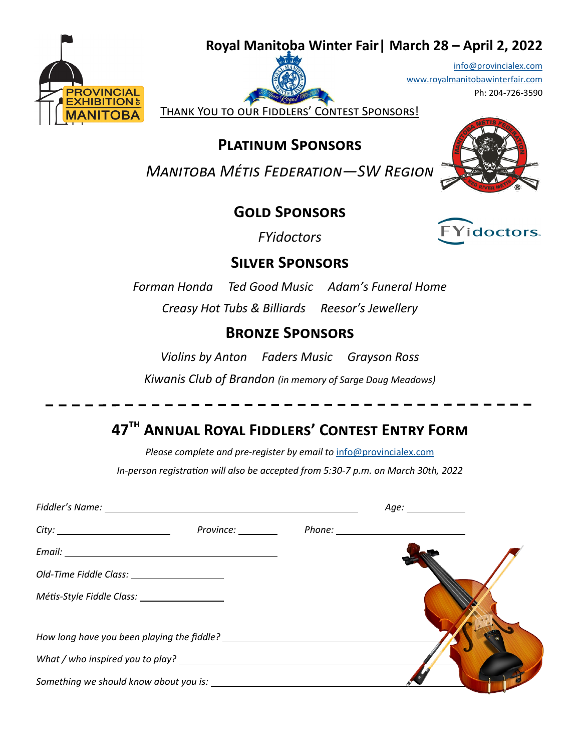**Royal Manitoba Winter Fair| March 28 – April 2, 2022**

info@provincialex.com
www.royalmanitobawinterfair.com
Ph: 204-726-3590

THANK YOU TO OUR FIDDLERS' CONTEST SPONSORS!

## PLATINUM SPONSORS

*MANITOBA MÉTIS FEDERATION—SW REGION*

## GOLD SPONSORS

*FYidoctors*

## SILVER SPONSORS

*Forman Honda* *Ted Good Music* *Adam's Funeral Home*

*Creasy Hot Tubs & Billiards* *Reesor's Jewellery*

## BRONZE SPONSORS

*Violins by Anton* *Faders Music* *Grayson Ross*

*Kiwanis Club of Brandon (in memory of Sarge Doug Meadows)*

---

# 47TH ANNUAL ROYAL FIDDLERS' CONTEST ENTRY FORM

*Please complete and pre-register by email to info@provincialex.com*

*In-person registration will also be accepted from 5:30-7 p.m. on March 30th, 2022*

*Fiddler's Name:* ______________________________ *Age:* __________

*City:* ____________________ *Province:* ________ *Phone:* ____________________

*Email:* ______________________________

*Old-Time Fiddle Class:* ________________

*Métis-Style Fiddle Class:* ________________

*How long have you been playing the fiddle?* ______________________________

*What / who inspired you to play?* ______________________________

*Something we should know about you is:* ______________________________